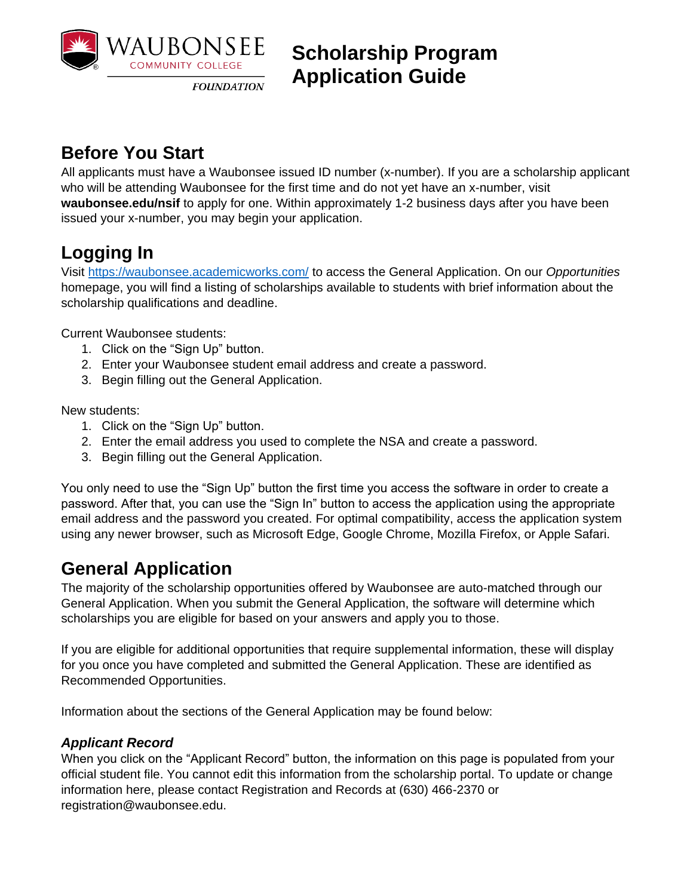# Scholarship Program Application Guide

Waubonsee Community College Foundation

## Before You Start

All applicants must have a Waubonsee issued ID number (x-number). If you are a scholarship applicant who will be attending Waubonsee for the first time and do not yet have an x-number, visit **waubonsee.edu/nsif** to apply for one. Within approximately 1-2 business days after you have been issued your x-number, you may begin your application.

## Logging In

Visit https://waubonsee.academicworks.com/ to access the General Application. On our *Opportunities* homepage, you will find a listing of scholarships available to students with brief information about the scholarship qualifications and deadline.

Current Waubonsee students:

1. Click on the "Sign Up" button.
2. Enter your Waubonsee student email address and create a password.
3. Begin filling out the General Application.

New students:

1. Click on the "Sign Up" button.
2. Enter the email address you used to complete the NSA and create a password.
3. Begin filling out the General Application.

You only need to use the "Sign Up" button the first time you access the software in order to create a password. After that, you can use the "Sign In" button to access the application using the appropriate email address and the password you created. For optimal compatibility, access the application system using any newer browser, such as Microsoft Edge, Google Chrome, Mozilla Firefox, or Apple Safari.

## General Application

The majority of the scholarship opportunities offered by Waubonsee are auto-matched through our General Application. When you submit the General Application, the software will determine which scholarships you are eligible for based on your answers and apply you to those.

If you are eligible for additional opportunities that require supplemental information, these will display for you once you have completed and submitted the General Application. These are identified as Recommended Opportunities.

Information about the sections of the General Application may be found below:

### *Applicant Record*

When you click on the "Applicant Record" button, the information on this page is populated from your official student file. You cannot edit this information from the scholarship portal. To update or change information here, please contact Registration and Records at (630) 466-2370 or registration@waubonsee.edu.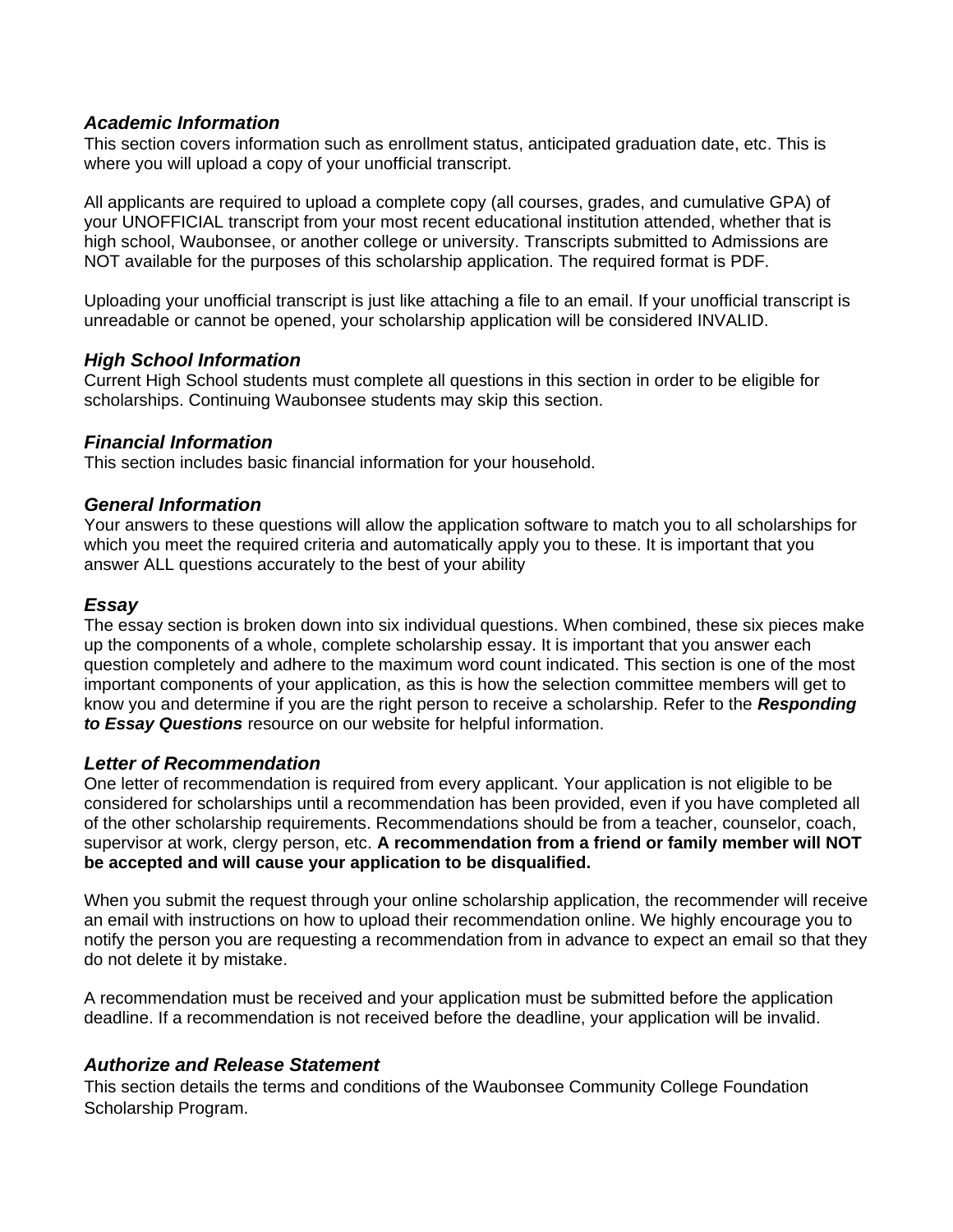### *Academic Information*

This section covers information such as enrollment status, anticipated graduation date, etc. This is where you will upload a copy of your unofficial transcript.

All applicants are required to upload a complete copy (all courses, grades, and cumulative GPA) of your UNOFFICIAL transcript from your most recent educational institution attended, whether that is high school, Waubonsee, or another college or university. Transcripts submitted to Admissions are NOT available for the purposes of this scholarship application. The required format is PDF.

Uploading your unofficial transcript is just like attaching a file to an email. If your unofficial transcript is unreadable or cannot be opened, your scholarship application will be considered INVALID.

### *High School Information*

Current High School students must complete all questions in this section in order to be eligible for scholarships. Continuing Waubonsee students may skip this section.

### *Financial Information*

This section includes basic financial information for your household.

### *General Information*

Your answers to these questions will allow the application software to match you to all scholarships for which you meet the required criteria and automatically apply you to these. It is important that you answer ALL questions accurately to the best of your ability

### *Essay*

The essay section is broken down into six individual questions. When combined, these six pieces make up the components of a whole, complete scholarship essay. It is important that you answer each question completely and adhere to the maximum word count indicated. This section is one of the most important components of your application, as this is how the selection committee members will get to know you and determine if you are the right person to receive a scholarship. Refer to the ***Responding to Essay Questions*** resource on our website for helpful information.

### *Letter of Recommendation*

One letter of recommendation is required from every applicant. Your application is not eligible to be considered for scholarships until a recommendation has been provided, even if you have completed all of the other scholarship requirements. Recommendations should be from a teacher, counselor, coach, supervisor at work, clergy person, etc. **A recommendation from a friend or family member will NOT be accepted and will cause your application to be disqualified.**

When you submit the request through your online scholarship application, the recommender will receive an email with instructions on how to upload their recommendation online. We highly encourage you to notify the person you are requesting a recommendation from in advance to expect an email so that they do not delete it by mistake.

A recommendation must be received and your application must be submitted before the application deadline. If a recommendation is not received before the deadline, your application will be invalid.

### *Authorize and Release Statement*

This section details the terms and conditions of the Waubonsee Community College Foundation Scholarship Program.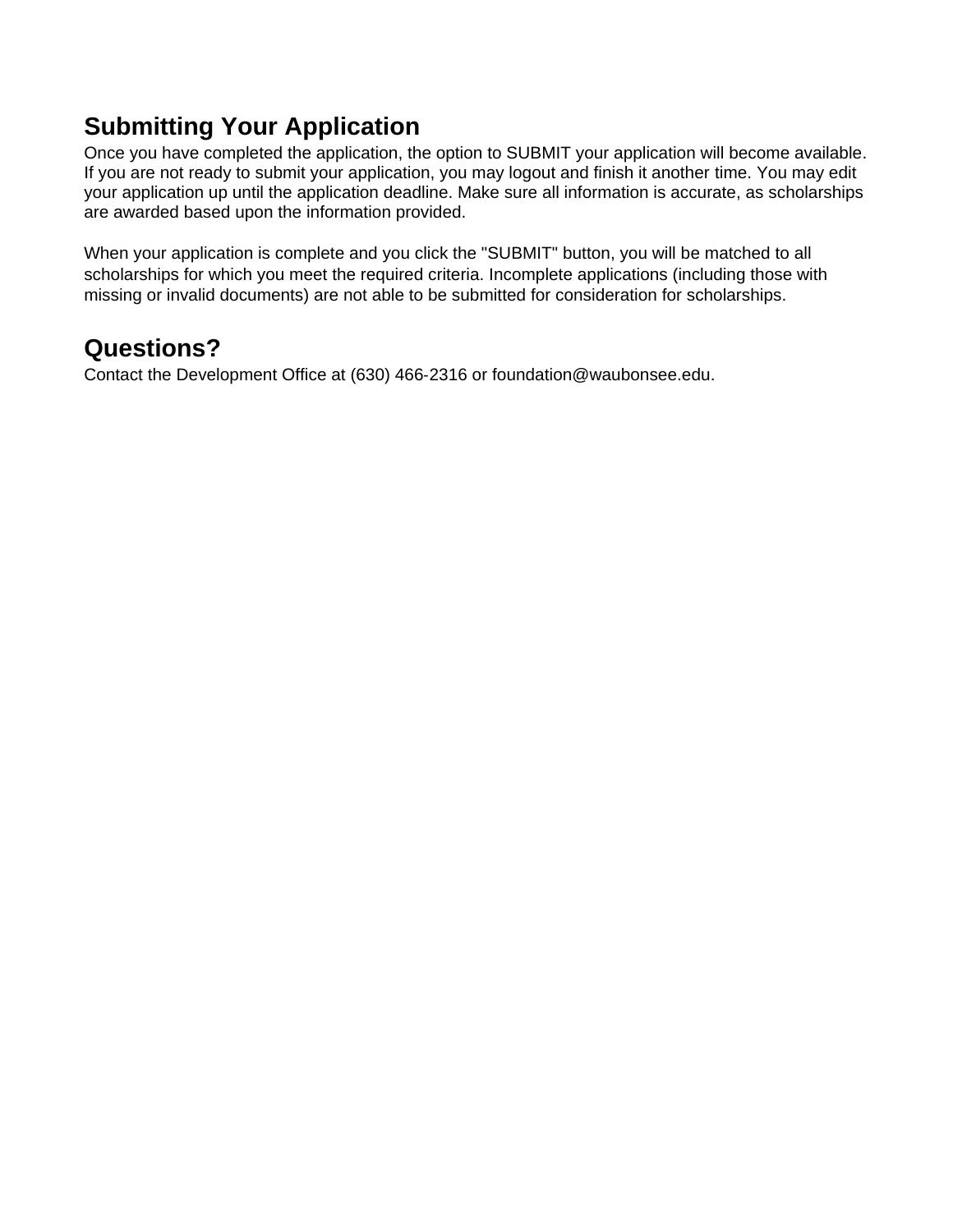## Submitting Your Application

Once you have completed the application, the option to SUBMIT your application will become available. If you are not ready to submit your application, you may logout and finish it another time. You may edit your application up until the application deadline. Make sure all information is accurate, as scholarships are awarded based upon the information provided.

When your application is complete and you click the "SUBMIT" button, you will be matched to all scholarships for which you meet the required criteria. Incomplete applications (including those with missing or invalid documents) are not able to be submitted for consideration for scholarships.

## Questions?

Contact the Development Office at (630) 466-2316 or foundation@waubonsee.edu.